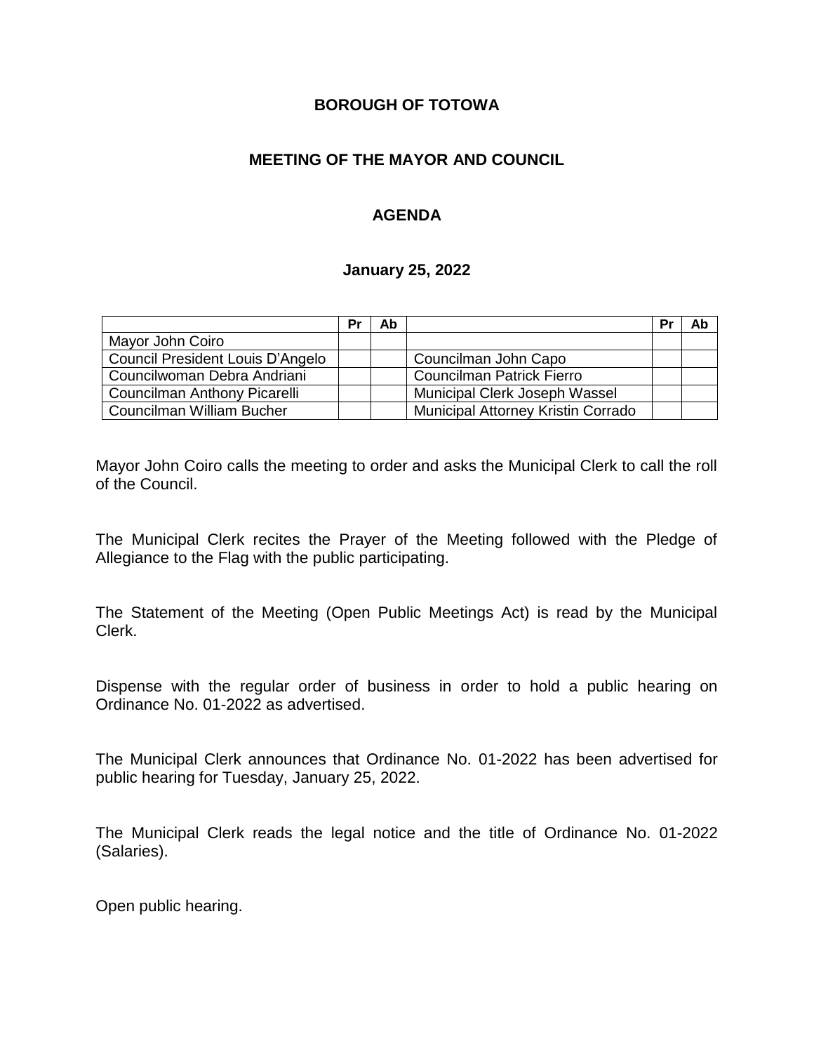**BOROUGH OF TOTOWA**

**MEETING OF THE MAYOR AND COUNCIL**

**AGENDA**

**January 25, 2022**

| | Pr | Ab | | Pr | Ab |
|---|---|---|---|---|---|
| Mayor John Coiro | | | | | |
| Council President Louis D'Angelo | | | Councilman John Capo | | |
| Councilwoman Debra Andriani | | | Councilman Patrick Fierro | | |
| Councilman Anthony Picarelli | | | Municipal Clerk Joseph Wassel | | |
| Councilman William Bucher | | | Municipal Attorney Kristin Corrado | | |

Mayor John Coiro calls the meeting to order and asks the Municipal Clerk to call the roll of the Council.

The Municipal Clerk recites the Prayer of the Meeting followed with the Pledge of Allegiance to the Flag with the public participating.

The Statement of the Meeting (Open Public Meetings Act) is read by the Municipal Clerk.

Dispense with the regular order of business in order to hold a public hearing on Ordinance No. 01-2022 as advertised.

The Municipal Clerk announces that Ordinance No. 01-2022 has been advertised for public hearing for Tuesday, January 25, 2022.

The Municipal Clerk reads the legal notice and the title of Ordinance No. 01-2022 (Salaries).

Open public hearing.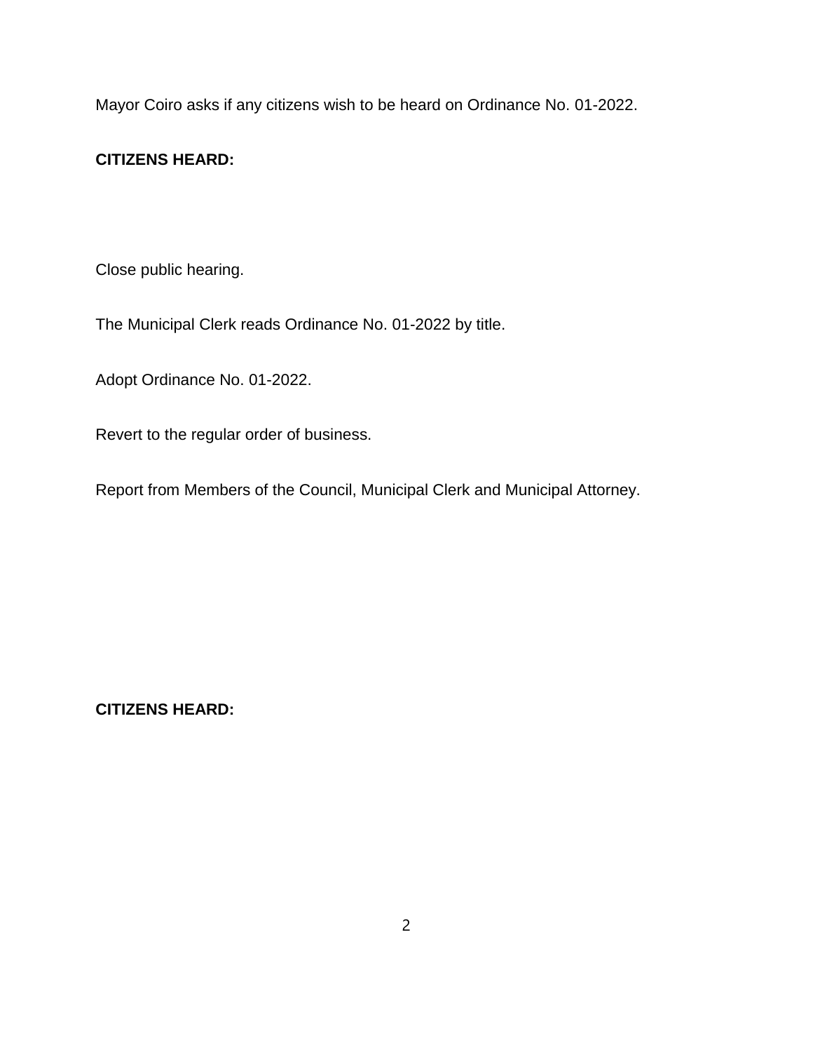Mayor Coiro asks if any citizens wish to be heard on Ordinance No. 01-2022.

**CITIZENS HEARD:**

Close public hearing.

The Municipal Clerk reads Ordinance No. 01-2022 by title.

Adopt Ordinance No. 01-2022.

Revert to the regular order of business.

Report from Members of the Council, Municipal Clerk and Municipal Attorney.

**CITIZENS HEARD:**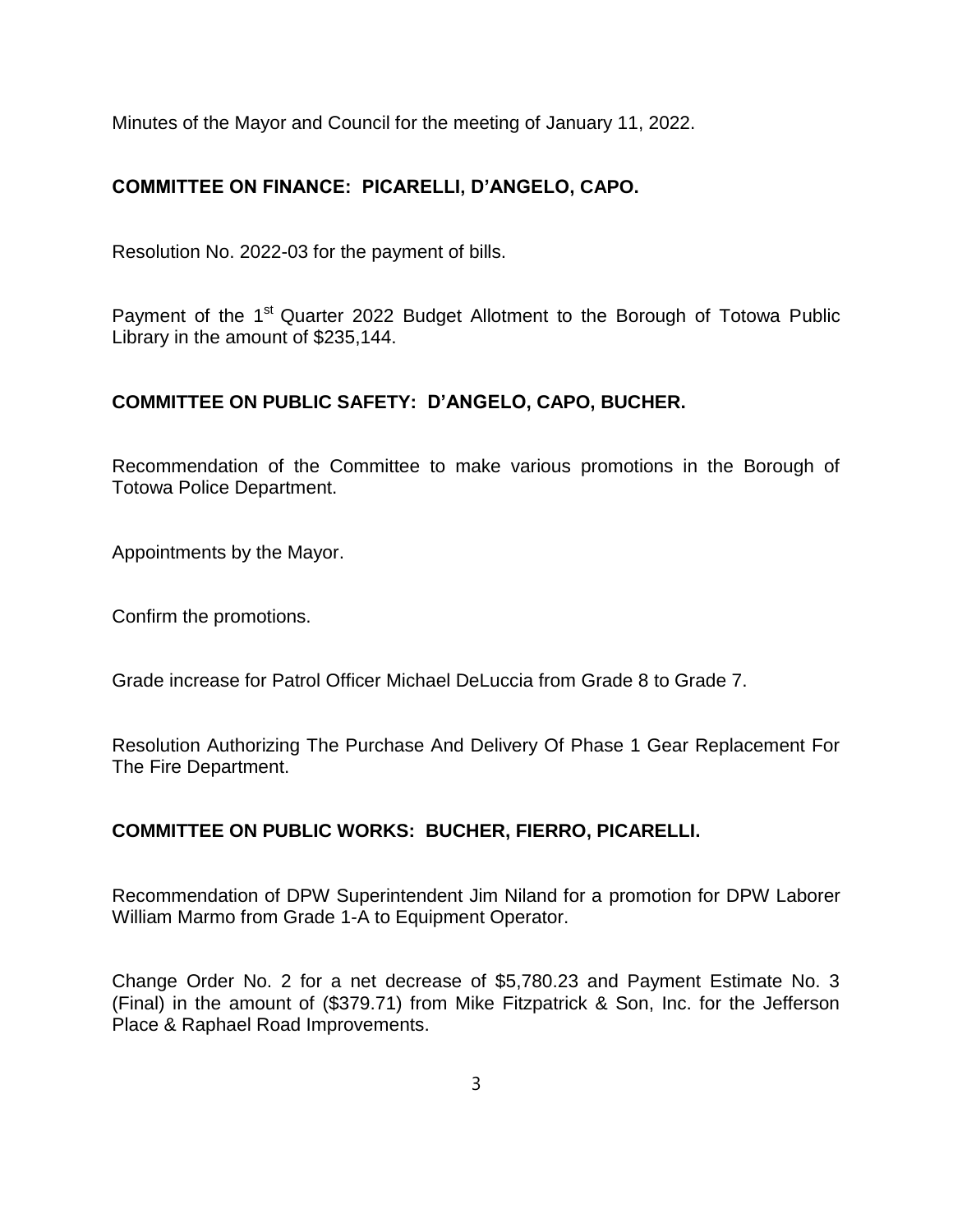Minutes of the Mayor and Council for the meeting of January 11, 2022.

**COMMITTEE ON FINANCE: PICARELLI, D'ANGELO, CAPO.**

Resolution No. 2022-03 for the payment of bills.

Payment of the 1st Quarter 2022 Budget Allotment to the Borough of Totowa Public Library in the amount of $235,144.

**COMMITTEE ON PUBLIC SAFETY: D'ANGELO, CAPO, BUCHER.**

Recommendation of the Committee to make various promotions in the Borough of Totowa Police Department.

Appointments by the Mayor.

Confirm the promotions.

Grade increase for Patrol Officer Michael DeLuccia from Grade 8 to Grade 7.

Resolution Authorizing The Purchase And Delivery Of Phase 1 Gear Replacement For The Fire Department.

**COMMITTEE ON PUBLIC WORKS: BUCHER, FIERRO, PICARELLI.**

Recommendation of DPW Superintendent Jim Niland for a promotion for DPW Laborer William Marmo from Grade 1-A to Equipment Operator.

Change Order No. 2 for a net decrease of $5,780.23 and Payment Estimate No. 3 (Final) in the amount of ($379.71) from Mike Fitzpatrick & Son, Inc. for the Jefferson Place & Raphael Road Improvements.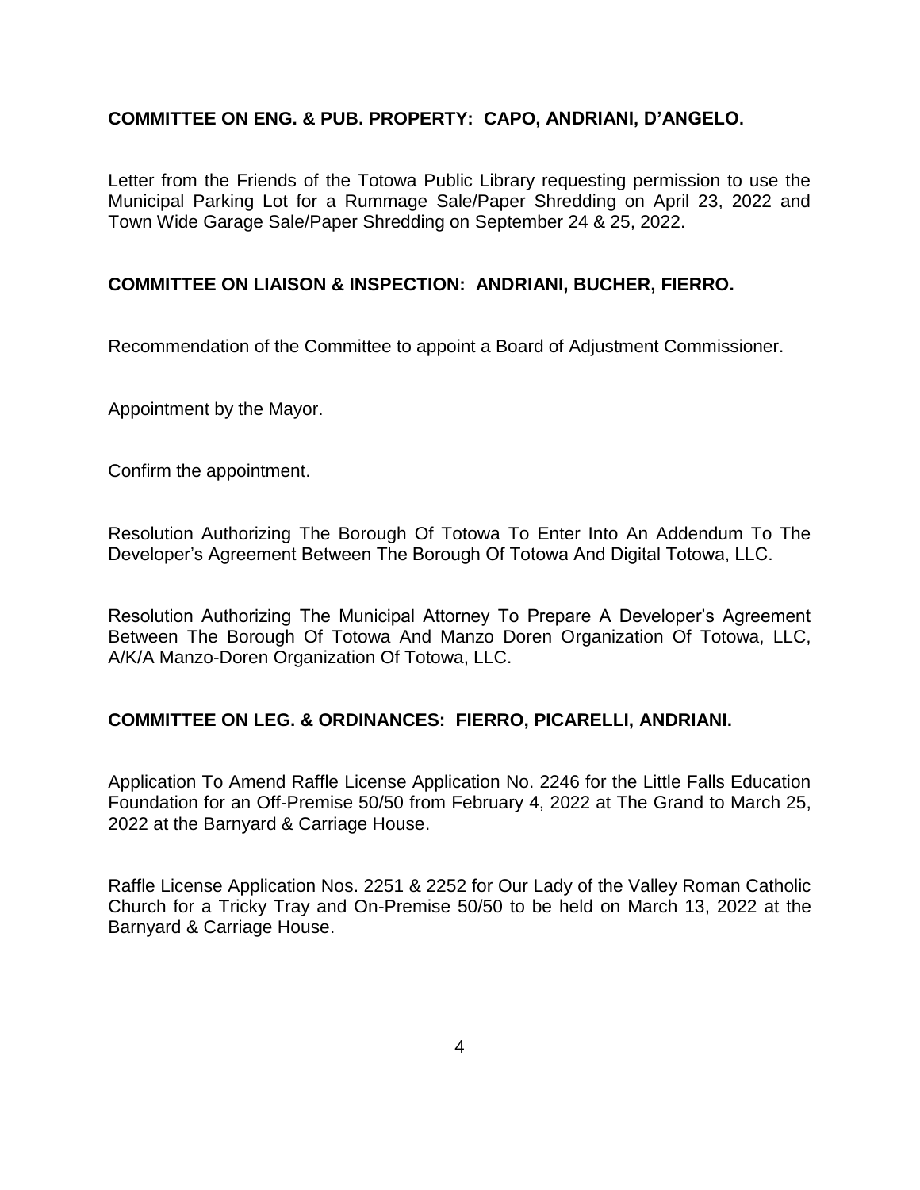**COMMITTEE ON ENG. & PUB. PROPERTY: CAPO, ANDRIANI, D'ANGELO.**

Letter from the Friends of the Totowa Public Library requesting permission to use the Municipal Parking Lot for a Rummage Sale/Paper Shredding on April 23, 2022 and Town Wide Garage Sale/Paper Shredding on September 24 & 25, 2022.

**COMMITTEE ON LIAISON & INSPECTION: ANDRIANI, BUCHER, FIERRO.**

Recommendation of the Committee to appoint a Board of Adjustment Commissioner.

Appointment by the Mayor.

Confirm the appointment.

Resolution Authorizing The Borough Of Totowa To Enter Into An Addendum To The Developer's Agreement Between The Borough Of Totowa And Digital Totowa, LLC.

Resolution Authorizing The Municipal Attorney To Prepare A Developer's Agreement Between The Borough Of Totowa And Manzo Doren Organization Of Totowa, LLC, A/K/A Manzo-Doren Organization Of Totowa, LLC.

**COMMITTEE ON LEG. & ORDINANCES: FIERRO, PICARELLI, ANDRIANI.**

Application To Amend Raffle License Application No. 2246 for the Little Falls Education Foundation for an Off-Premise 50/50 from February 4, 2022 at The Grand to March 25, 2022 at the Barnyard & Carriage House.

Raffle License Application Nos. 2251 & 2252 for Our Lady of the Valley Roman Catholic Church for a Tricky Tray and On-Premise 50/50 to be held on March 13, 2022 at the Barnyard & Carriage House.